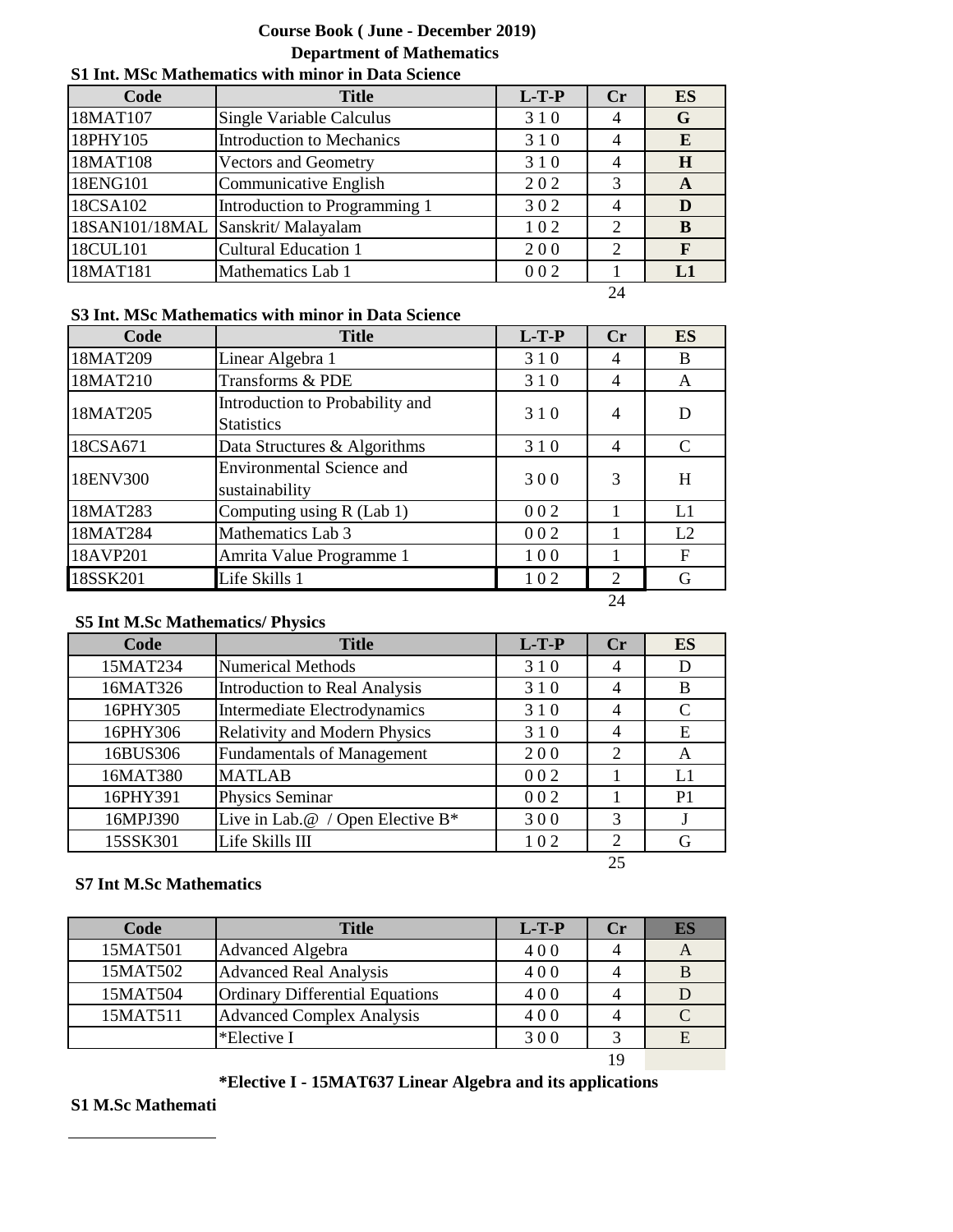**Course Book ( June - December 2019)**

**Department of Mathematics**

**S1 Int. MSc Mathematics with minor in Data Science**

| Code | Title | L-T-P | Cr | ES |
|---|---|---|---|---|
| 18MAT107 | Single Variable Calculus | 3 1 0 | 4 | G |
| 18PHY105 | Introduction to Mechanics | 3 1 0 | 4 | E |
| 18MAT108 | Vectors and Geometry | 3 1 0 | 4 | H |
| 18ENG101 | Communicative English | 2 0 2 | 3 | A |
| 18CSA102 | Introduction to Programming 1 | 3 0 2 | 4 | D |
| 18SAN101/18MAL | Sanskrit/ Malayalam | 1 0 2 | 2 | B |
| 18CUL101 | Cultural Education 1 | 2 0 0 | 2 | F |
| 18MAT181 | Mathematics Lab 1 | 0 0 2 | 1 | L1 |
| | | | 24 | |

**S3 Int. MSc Mathematics with minor in Data Science**

| Code | Title | L-T-P | Cr | ES |
|---|---|---|---|---|
| 18MAT209 | Linear Algebra 1 | 3 1 0 | 4 | B |
| 18MAT210 | Transforms & PDE | 3 1 0 | 4 | A |
| 18MAT205 | Introduction to Probability and Statistics | 3 1 0 | 4 | D |
| 18CSA671 | Data Structures & Algorithms | 3 1 0 | 4 | C |
| 18ENV300 | Environmental Science and sustainability | 3 0 0 | 3 | H |
| 18MAT283 | Computing using R (Lab 1) | 0 0 2 | 1 | L1 |
| 18MAT284 | Mathematics Lab 3 | 0 0 2 | 1 | L2 |
| 18AVP201 | Amrita Value Programme 1 | 1 0 0 | 1 | F |
| 18SSK201 | Life Skills 1 | 1 0 2 | 2 | G |
| | | | 24 | |

**S5 Int M.Sc Mathematics/ Physics**

| Code | Title | L-T-P | Cr | ES |
|---|---|---|---|---|
| 15MAT234 | Numerical Methods | 3 1 0 | 4 | D |
| 16MAT326 | Introduction to Real Analysis | 3 1 0 | 4 | B |
| 16PHY305 | Intermediate Electrodynamics | 3 1 0 | 4 | C |
| 16PHY306 | Relativity and Modern Physics | 3 1 0 | 4 | E |
| 16BUS306 | Fundamentals of Management | 2 0 0 | 2 | A |
| 16MAT380 | MATLAB | 0 0 2 | 1 | L1 |
| 16PHY391 | Physics Seminar | 0 0 2 | 1 | P1 |
| 16MPJ390 | Live in Lab.@ / Open Elective B* | 3 0 0 | 3 | J |
| 15SSK301 | Life Skills III | 1 0 2 | 2 | G |
| | | | 25 | |

**S7 Int M.Sc Mathematics**

| Code | Title | L-T-P | Cr | ES |
|---|---|---|---|---|
| 15MAT501 | Advanced Algebra | 4 0 0 | 4 | A |
| 15MAT502 | Advanced Real Analysis | 4 0 0 | 4 | B |
| 15MAT504 | Ordinary Differential Equations | 4 0 0 | 4 | D |
| 15MAT511 | Advanced Complex Analysis | 4 0 0 | 4 | C |
| | *Elective I | 3 0 0 | 3 | E |
| | | | 19 | |

**\*Elective I - 15MAT637 Linear Algebra and its applications**

**S1 M.Sc Mathemati**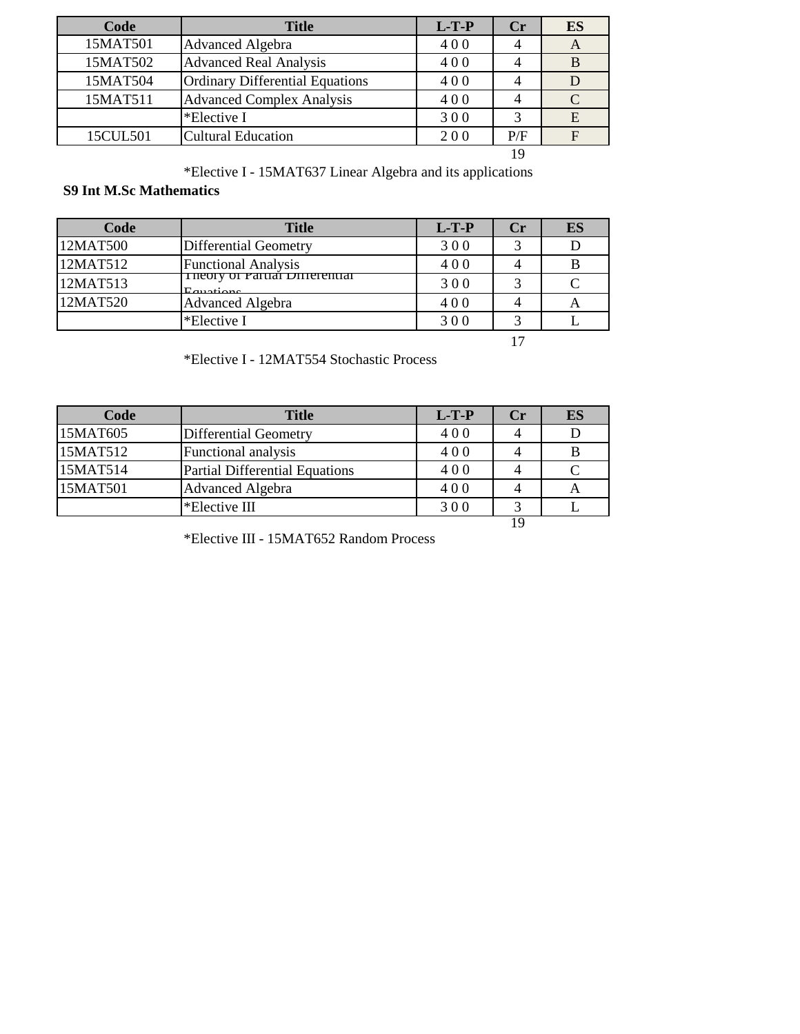| Code | Title | L-T-P | Cr | ES |
|---|---|---|---|---|
| 15MAT501 | Advanced Algebra | 4 0 0 | 4 | A |
| 15MAT502 | Advanced Real Analysis | 4 0 0 | 4 | B |
| 15MAT504 | Ordinary Differential Equations | 4 0 0 | 4 | D |
| 15MAT511 | Advanced Complex Analysis | 4 0 0 | 4 | C |
| | *Elective I | 3 0 0 | 3 | E |
| 15CUL501 | Cultural Education | 2 0 0 | P/F | F |
| | | | 19 | |

*Elective I - 15MAT637 Linear Algebra and its applications

**S9 Int M.Sc Mathematics**

| Code | Title | L-T-P | Cr | ES |
|---|---|---|---|---|
| 12MAT500 | Differential Geometry | 3 0 0 | 3 | D |
| 12MAT512 | Functional Analysis | 4 0 0 | 4 | B |
| 12MAT513 | Theory of Partial Differential Equations | 3 0 0 | 3 | C |
| 12MAT520 | Advanced Algebra | 4 0 0 | 4 | A |
| | *Elective I | 3 0 0 | 3 | L |
| | | | 17 | |

*Elective I - 12MAT554 Stochastic Process

| Code | Title | L-T-P | Cr | ES |
|---|---|---|---|---|
| 15MAT605 | Differential Geometry | 4 0 0 | 4 | D |
| 15MAT512 | Functional analysis | 4 0 0 | 4 | B |
| 15MAT514 | Partial Differential Equations | 4 0 0 | 4 | C |
| 15MAT501 | Advanced Algebra | 4 0 0 | 4 | A |
| | *Elective III | 3 0 0 | 3 | L |
| | | | 19 | |

*Elective III - 15MAT652 Random Process